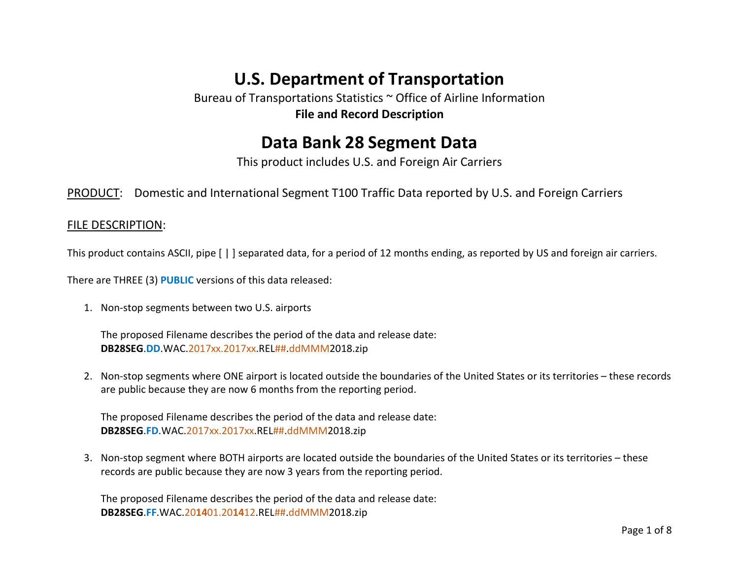# U.S. Department of Transportation

Bureau of Transportations Statistics ~ Office of Airline Information

**File and Record Description**

# Data Bank 28 Segment Data

This product includes U.S. and Foreign Air Carriers

PRODUCT: Domestic and International Segment T100 Traffic Data reported by U.S. and Foreign Carriers

FILE DESCRIPTION:

This product contains ASCII, pipe [ | ] separated data, for a period of 12 months ending, as reported by US and foreign air carriers.

There are THREE (3) **PUBLIC** versions of this data released:

1. Non-stop segments between two U.S. airports

   The proposed Filename describes the period of the data and release date:
   **DB28SEG**.**DD**.WAC.2017xx.2017xx.REL##.ddMMM2018.zip

2. Non-stop segments where ONE airport is located outside the boundaries of the United States or its territories – these records are public because they are now 6 months from the reporting period.

   The proposed Filename describes the period of the data and release date:
   **DB28SEG**.**FD**.WAC.2017xx.2017xx.REL##.ddMMM2018.zip

3. Non-stop segment where BOTH airports are located outside the boundaries of the United States or its territories – these records are public because they are now 3 years from the reporting period.

   The proposed Filename describes the period of the data and release date:
   **DB28SEG**.**FF**.WAC.20**14**01.20**14**12.REL##.ddMMM2018.zip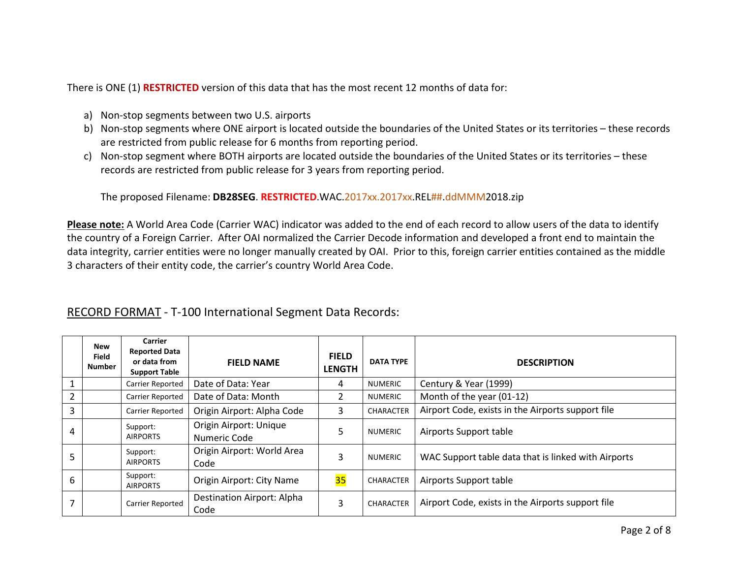There is ONE (1) **RESTRICTED** version of this data that has the most recent 12 months of data for:

a) Non-stop segments between two U.S. airports
b) Non-stop segments where ONE airport is located outside the boundaries of the United States or its territories – these records are restricted from public release for 6 months from reporting period.
c) Non-stop segment where BOTH airports are located outside the boundaries of the United States or its territories – these records are restricted from public release for 3 years from reporting period.

The proposed Filename: **DB28SEG**. **RESTRICTED**.WAC.2017xx.2017xx.REL##.ddMMM2018.zip

**Please note:** A World Area Code (Carrier WAC) indicator was added to the end of each record to allow users of the data to identify the country of a Foreign Carrier. After OAI normalized the Carrier Decode information and developed a front end to maintain the data integrity, carrier entities were no longer manually created by OAI. Prior to this, foreign carrier entities contained as the middle 3 characters of their entity code, the carrier's country World Area Code.

## RECORD FORMAT - T-100 International Segment Data Records:

| | New Field Number | Carrier Reported Data or data from Support Table | FIELD NAME | FIELD LENGTH | DATA TYPE | DESCRIPTION |
|---|---|---|---|---|---|---|
| 1 | | Carrier Reported | Date of Data: Year | 4 | NUMERIC | Century & Year (1999) |
| 2 | | Carrier Reported | Date of Data: Month | 2 | NUMERIC | Month of the year (01-12) |
| 3 | | Carrier Reported | Origin Airport: Alpha Code | 3 | CHARACTER | Airport Code, exists in the Airports support file |
| 4 | | Support: AIRPORTS | Origin Airport: Unique Numeric Code | 5 | NUMERIC | Airports Support table |
| 5 | | Support: AIRPORTS | Origin Airport: World Area Code | 3 | NUMERIC | WAC Support table data that is linked with Airports |
| 6 | | Support: AIRPORTS | Origin Airport: City Name | 35 | CHARACTER | Airports Support table |
| 7 | | Carrier Reported | Destination Airport: Alpha Code | 3 | CHARACTER | Airport Code, exists in the Airports support file |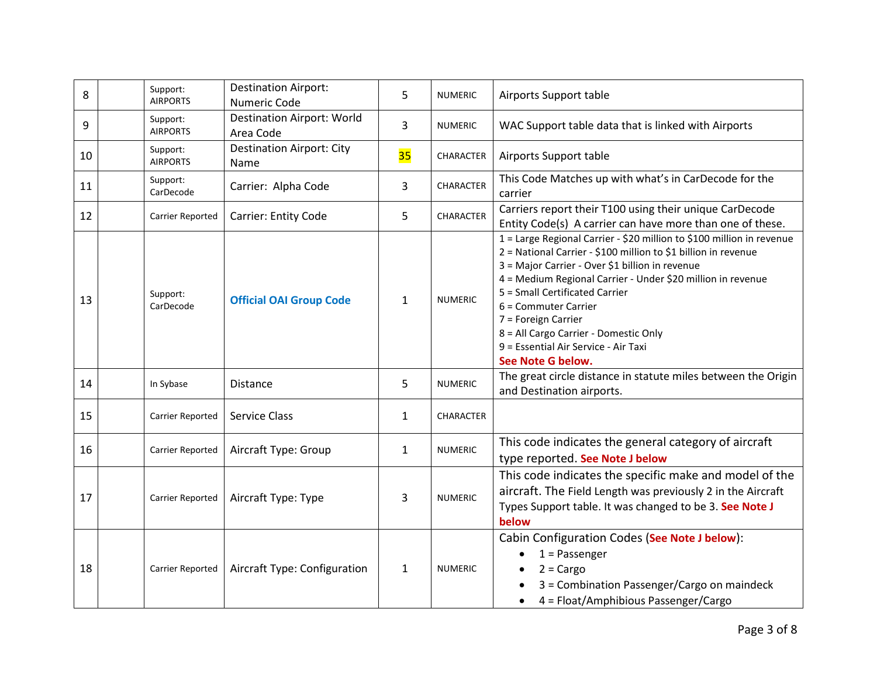| | | | | | | |
|---|---|---|---|---|---|---|
| 8 | | Support: AIRPORTS | Destination Airport: Numeric Code | 5 | NUMERIC | Airports Support table |
| 9 | | Support: AIRPORTS | Destination Airport: World Area Code | 3 | NUMERIC | WAC Support table data that is linked with Airports |
| 10 | | Support: AIRPORTS | Destination Airport: City Name | 35 | CHARACTER | Airports Support table |
| 11 | | Support: CarDecode | Carrier: Alpha Code | 3 | CHARACTER | This Code Matches up with what's in CarDecode for the carrier |
| 12 | | Carrier Reported | Carrier: Entity Code | 5 | CHARACTER | Carriers report their T100 using their unique CarDecode Entity Code(s) A carrier can have more than one of these. |
| 13 | | Support: CarDecode | **Official OAI Group Code** | 1 | NUMERIC | 1 = Large Regional Carrier - $20 million to $100 million in revenue<br>2 = National Carrier - $100 million to $1 billion in revenue<br>3 = Major Carrier - Over $1 billion in revenue<br>4 = Medium Regional Carrier - Under $20 million in revenue<br>5 = Small Certificated Carrier<br>6 = Commuter Carrier<br>7 = Foreign Carrier<br>8 = All Cargo Carrier - Domestic Only<br>9 = Essential Air Service - Air Taxi<br>**See Note G below.** |
| 14 | | In Sybase | Distance | 5 | NUMERIC | The great circle distance in statute miles between the Origin and Destination airports. |
| 15 | | Carrier Reported | Service Class | 1 | CHARACTER | |
| 16 | | Carrier Reported | Aircraft Type: Group | 1 | NUMERIC | This code indicates the general category of aircraft type reported. **See Note J below** |
| 17 | | Carrier Reported | Aircraft Type: Type | 3 | NUMERIC | This code indicates the specific make and model of the aircraft. The Field Length was previously 2 in the Aircraft Types Support table. It was changed to be 3. **See Note J below** |
| 18 | | Carrier Reported | Aircraft Type: Configuration | 1 | NUMERIC | Cabin Configuration Codes (**See Note J below**):<br>• 1 = Passenger<br>• 2 = Cargo<br>• 3 = Combination Passenger/Cargo on maindeck<br>• 4 = Float/Amphibious Passenger/Cargo |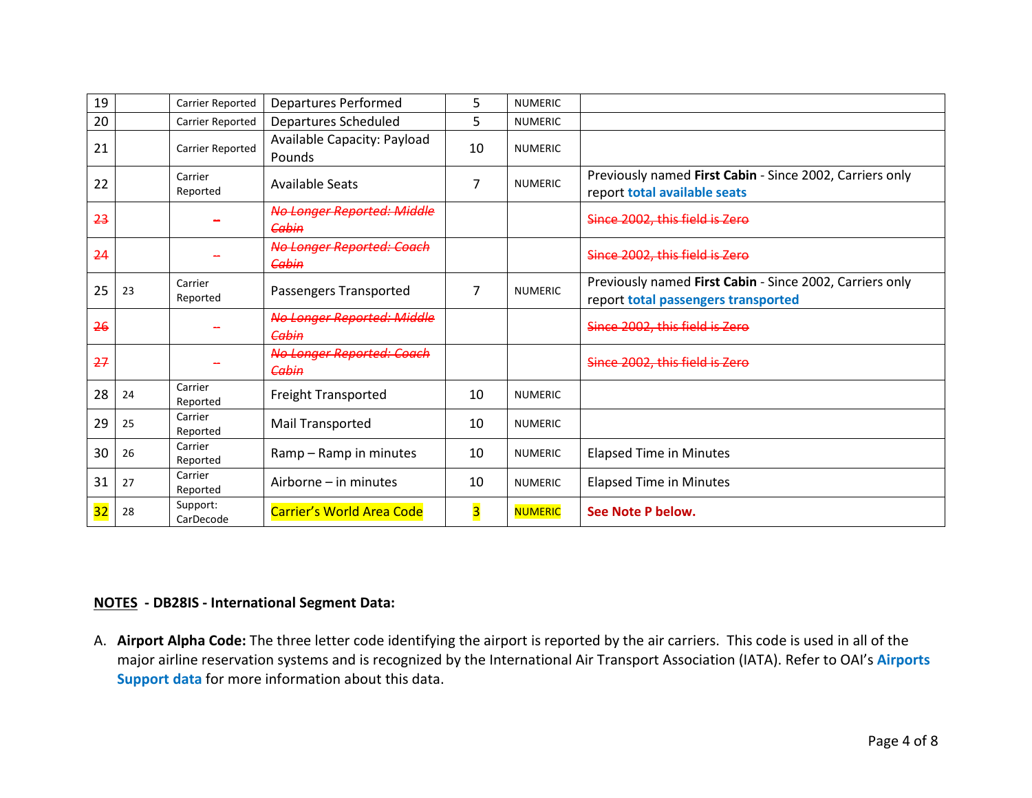| 19 | | Carrier Reported | Departures Performed | 5 | NUMERIC | |
|---|---|---|---|---|---|---|
| 20 | | Carrier Reported | Departures Scheduled | 5 | NUMERIC | |
| 21 | | Carrier Reported | Available Capacity: Payload Pounds | 10 | NUMERIC | |
| 22 | | Carrier Reported | Available Seats | 7 | NUMERIC | Previously named **First Cabin** - Since 2002, Carriers only report **total available seats** |
| ~~23~~ | | ~~--~~ | ~~*No Longer Reported: Middle Cabin*~~ | | | ~~Since 2002, this field is Zero~~ |
| ~~24~~ | | ~~--~~ | ~~*No Longer Reported: Coach Cabin*~~ | | | ~~Since 2002, this field is Zero~~ |
| 25 | 23 | Carrier Reported | Passengers Transported | 7 | NUMERIC | Previously named **First Cabin** - Since 2002, Carriers only report **total passengers transported** |
| ~~26~~ | | ~~--~~ | ~~*No Longer Reported: Middle Cabin*~~ | | | ~~Since 2002, this field is Zero~~ |
| ~~27~~ | | ~~--~~ | ~~*No Longer Reported: Coach Cabin*~~ | | | ~~Since 2002, this field is Zero~~ |
| 28 | 24 | Carrier Reported | Freight Transported | 10 | NUMERIC | |
| 29 | 25 | Carrier Reported | Mail Transported | 10 | NUMERIC | |
| 30 | 26 | Carrier Reported | Ramp – Ramp in minutes | 10 | NUMERIC | Elapsed Time in Minutes |
| 31 | 27 | Carrier Reported | Airborne – in minutes | 10 | NUMERIC | Elapsed Time in Minutes |
| 32 | 28 | Support: CarDecode | Carrier's World Area Code | 3 | NUMERIC | **See Note P below.** |

**NOTES - DB28IS - International Segment Data:**

A. **Airport Alpha Code:** The three letter code identifying the airport is reported by the air carriers. This code is used in all of the major airline reservation systems and is recognized by the International Air Transport Association (IATA). Refer to OAI's **Airports Support data** for more information about this data.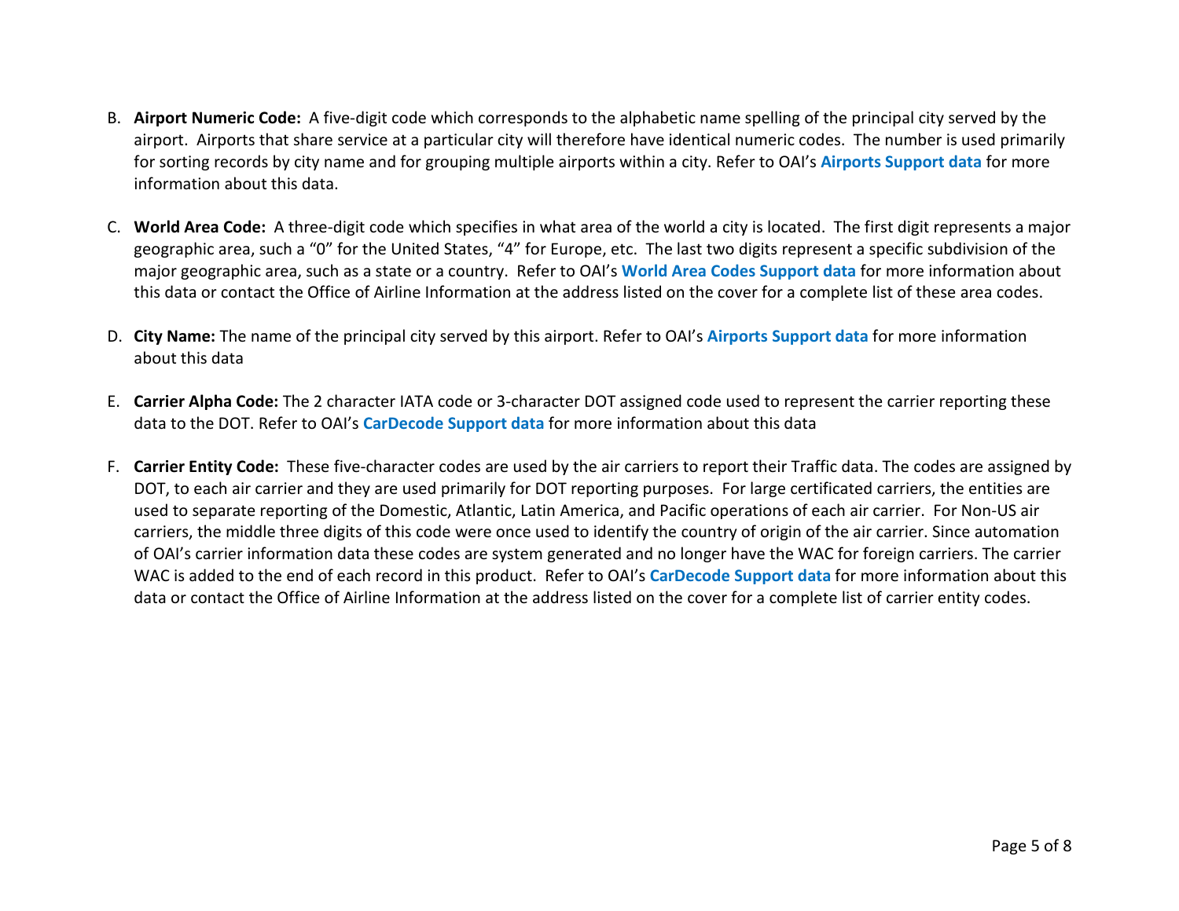B. **Airport Numeric Code:** A five-digit code which corresponds to the alphabetic name spelling of the principal city served by the airport. Airports that share service at a particular city will therefore have identical numeric codes. The number is used primarily for sorting records by city name and for grouping multiple airports within a city. Refer to OAI's **Airports Support data** for more information about this data.

C. **World Area Code:** A three-digit code which specifies in what area of the world a city is located. The first digit represents a major geographic area, such a "0" for the United States, "4" for Europe, etc. The last two digits represent a specific subdivision of the major geographic area, such as a state or a country. Refer to OAI's **World Area Codes Support data** for more information about this data or contact the Office of Airline Information at the address listed on the cover for a complete list of these area codes.

D. **City Name:** The name of the principal city served by this airport. Refer to OAI's **Airports Support data** for more information about this data

E. **Carrier Alpha Code:** The 2 character IATA code or 3-character DOT assigned code used to represent the carrier reporting these data to the DOT. Refer to OAI's **CarDecode Support data** for more information about this data

F. **Carrier Entity Code:** These five-character codes are used by the air carriers to report their Traffic data. The codes are assigned by DOT, to each air carrier and they are used primarily for DOT reporting purposes. For large certificated carriers, the entities are used to separate reporting of the Domestic, Atlantic, Latin America, and Pacific operations of each air carrier. For Non-US air carriers, the middle three digits of this code were once used to identify the country of origin of the air carrier. Since automation of OAI's carrier information data these codes are system generated and no longer have the WAC for foreign carriers. The carrier WAC is added to the end of each record in this product. Refer to OAI's **CarDecode Support data** for more information about this data or contact the Office of Airline Information at the address listed on the cover for a complete list of carrier entity codes.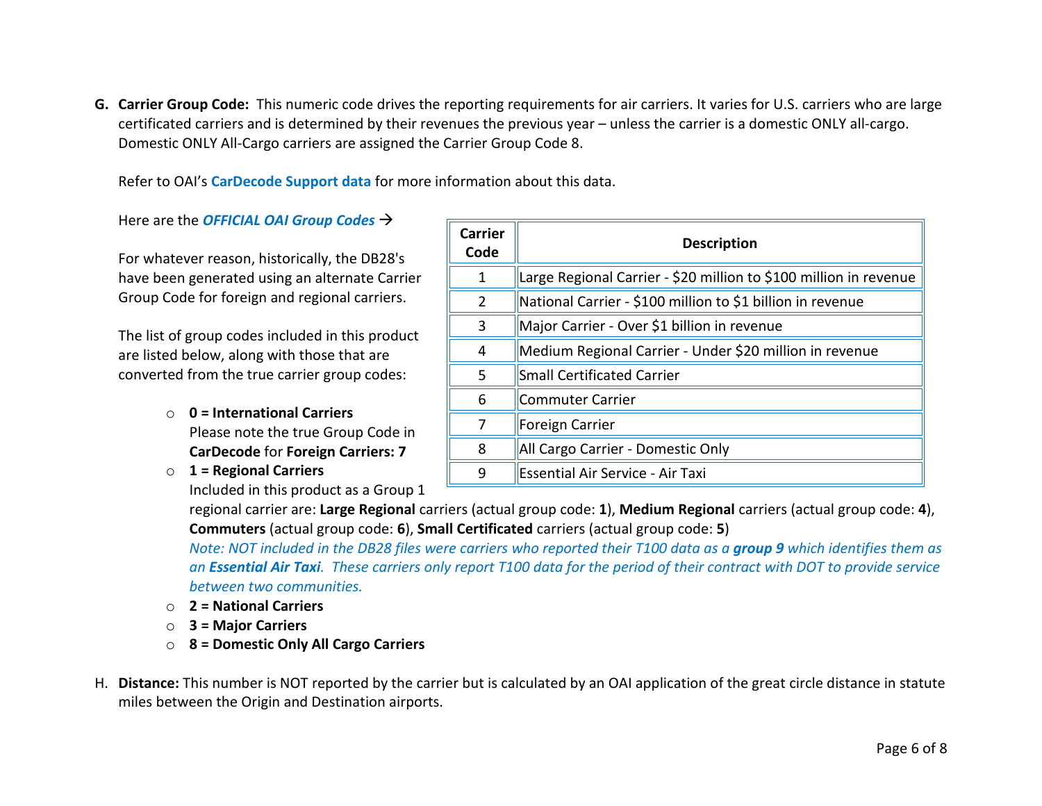**G. Carrier Group Code:** This numeric code drives the reporting requirements for air carriers. It varies for U.S. carriers who are large certificated carriers and is determined by their revenues the previous year – unless the carrier is a domestic ONLY all-cargo. Domestic ONLY All-Cargo carriers are assigned the Carrier Group Code 8.

Refer to OAI's **CarDecode Support data** for more information about this data.

Here are the ***OFFICIAL OAI Group Codes*** →

| Carrier Code | Description |
|---|---|
| 1 | Large Regional Carrier - $20 million to $100 million in revenue |
| 2 | National Carrier - $100 million to $1 billion in revenue |
| 3 | Major Carrier - Over $1 billion in revenue |
| 4 | Medium Regional Carrier - Under $20 million in revenue |
| 5 | Small Certificated Carrier |
| 6 | Commuter Carrier |
| 7 | Foreign Carrier |
| 8 | All Cargo Carrier - Domestic Only |
| 9 | Essential Air Service - Air Taxi |

For whatever reason, historically, the DB28's have been generated using an alternate Carrier Group Code for foreign and regional carriers.

The list of group codes included in this product are listed below, along with those that are converted from the true carrier group codes:

- **0 = International Carriers**
  Please note the true Group Code in **CarDecode** for **Foreign Carriers: 7**
- **1 = Regional Carriers**
  Included in this product as a Group 1 regional carrier are: **Large Regional** carriers (actual group code: **1**), **Medium Regional** carriers (actual group code: **4**), **Commuters** (actual group code: **6**), **Small Certificated** carriers (actual group code: **5**)
  *Note: NOT included in the DB28 files were carriers who reported their T100 data as a **group 9** which identifies them as an **Essential Air Taxi**. These carriers only report T100 data for the period of their contract with DOT to provide service between two communities.*
- **2 = National Carriers**
- **3 = Major Carriers**
- **8 = Domestic Only All Cargo Carriers**

H. **Distance:** This number is NOT reported by the carrier but is calculated by an OAI application of the great circle distance in statute miles between the Origin and Destination airports.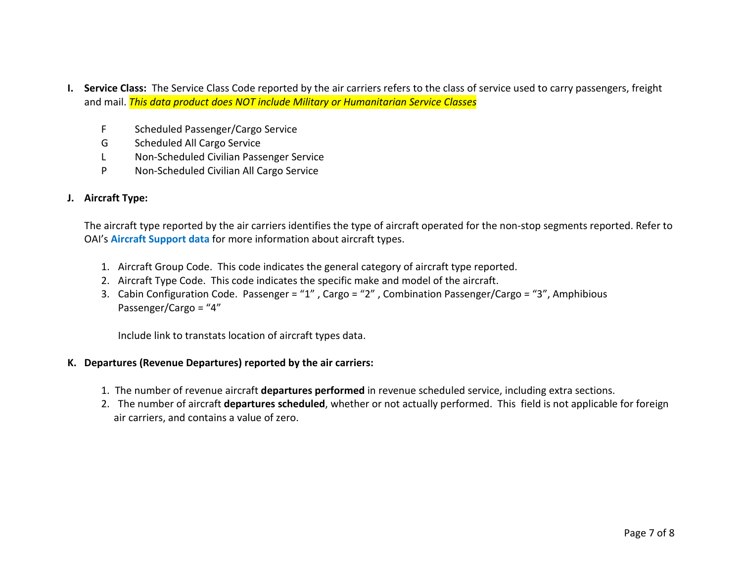**I. Service Class:** The Service Class Code reported by the air carriers refers to the class of service used to carry passengers, freight and mail. *This data product does NOT include Military or Humanitarian Service Classes*

- F Scheduled Passenger/Cargo Service
- G Scheduled All Cargo Service
- L Non-Scheduled Civilian Passenger Service
- P Non-Scheduled Civilian All Cargo Service

**J. Aircraft Type:**

The aircraft type reported by the air carriers identifies the type of aircraft operated for the non-stop segments reported. Refer to OAI's **Aircraft Support data** for more information about aircraft types.

1. Aircraft Group Code. This code indicates the general category of aircraft type reported.
2. Aircraft Type Code. This code indicates the specific make and model of the aircraft.
3. Cabin Configuration Code. Passenger = "1" , Cargo = "2" , Combination Passenger/Cargo = "3", Amphibious Passenger/Cargo = "4"

   Include link to transtats location of aircraft types data.

**K. Departures (Revenue Departures) reported by the air carriers:**

1. The number of revenue aircraft **departures performed** in revenue scheduled service, including extra sections.
2. The number of aircraft **departures scheduled**, whether or not actually performed. This field is not applicable for foreign air carriers, and contains a value of zero.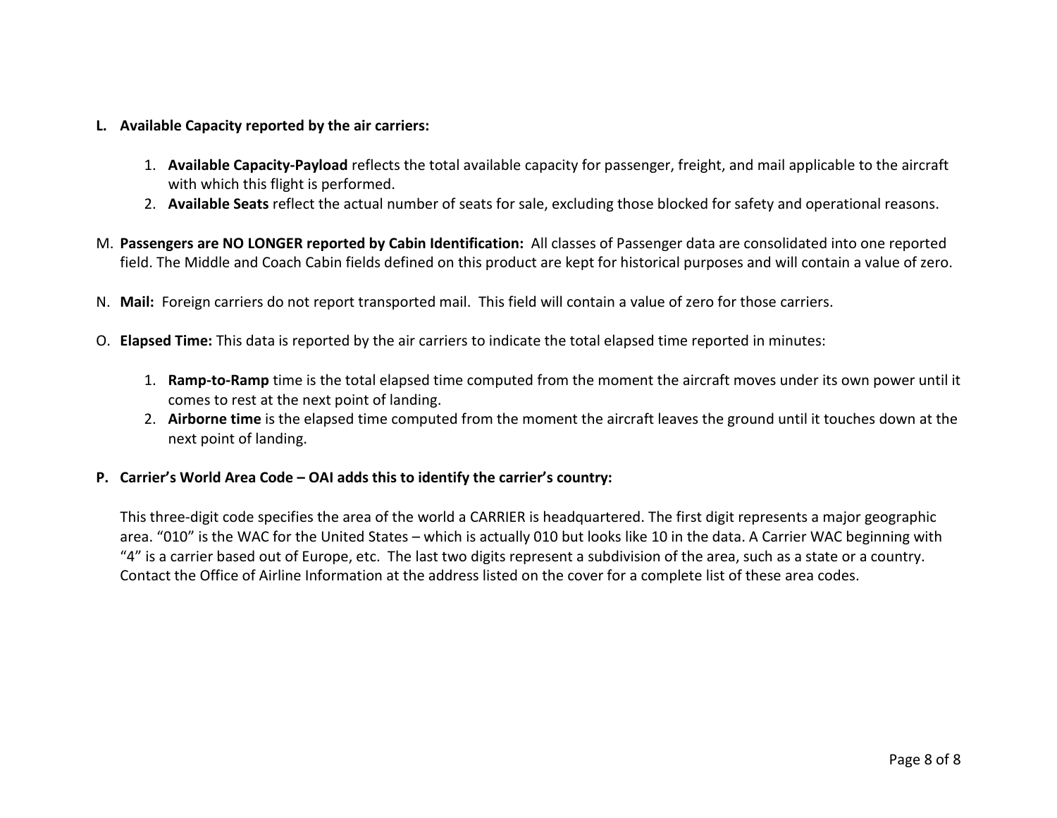**L. Available Capacity reported by the air carriers:**

1. **Available Capacity-Payload** reflects the total available capacity for passenger, freight, and mail applicable to the aircraft with which this flight is performed.
2. **Available Seats** reflect the actual number of seats for sale, excluding those blocked for safety and operational reasons.

M. **Passengers are NO LONGER reported by Cabin Identification:** All classes of Passenger data are consolidated into one reported field. The Middle and Coach Cabin fields defined on this product are kept for historical purposes and will contain a value of zero.

N. **Mail:** Foreign carriers do not report transported mail. This field will contain a value of zero for those carriers.

O. **Elapsed Time:** This data is reported by the air carriers to indicate the total elapsed time reported in minutes:

1. **Ramp-to-Ramp** time is the total elapsed time computed from the moment the aircraft moves under its own power until it comes to rest at the next point of landing.
2. **Airborne time** is the elapsed time computed from the moment the aircraft leaves the ground until it touches down at the next point of landing.

**P. Carrier's World Area Code – OAI adds this to identify the carrier's country:**

This three-digit code specifies the area of the world a CARRIER is headquartered. The first digit represents a major geographic area. "010" is the WAC for the United States – which is actually 010 but looks like 10 in the data. A Carrier WAC beginning with "4" is a carrier based out of Europe, etc. The last two digits represent a subdivision of the area, such as a state or a country. Contact the Office of Airline Information at the address listed on the cover for a complete list of these area codes.